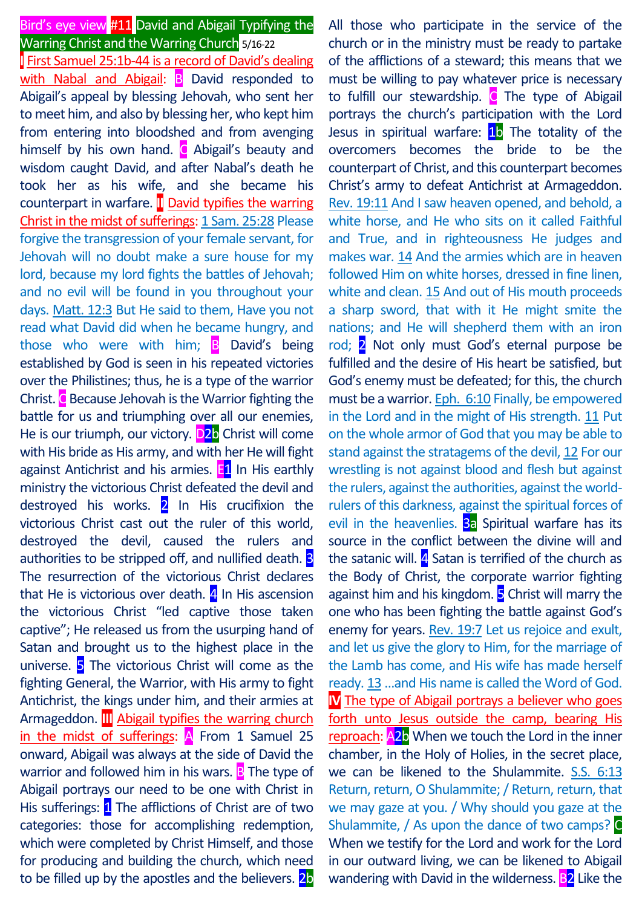**Bird's eye view #11 David and Abigail Typifying the Warring Christ and the Warring Church** 5/16-22

**I** First Samuel 25:1b-44 is a record of David's dealing with Nabal and Abigail: **B** David responded to Abigail's appeal by blessing Jehovah, who sent her to meet him, and also by blessing her, who kept him from entering into bloodshed and from avenging himself by his own hand. **C** Abigail's beauty and wisdom caught David, and after Nabal's death he took her as his wife, and she became his counterpart in warfare. **II** David typifies the warring Christ in the midst of sufferings: 1 Sam. 25:28 Please forgive the transgression of your female servant, for Jehovah will no doubt make a sure house for my lord, because my lord fights the battles of Jehovah; and no evil will be found in you throughout your days. Matt. 12:3 But He said to them, Have you not read what David did when he became hungry, and those who were with him; **B** David's being established by God is seen in his repeated victories over the Philistines; thus, he is a type of the warrior Christ. **C** Because Jehovah is the Warrior fighting the battle for us and triumphing over all our enemies, He is our triumph, our victory. **D2b** Christ will come with His bride as His army, and with her He will fight against Antichrist and his armies. **E1** In His earthly ministry the victorious Christ defeated the devil and destroyed his works. **2** In His crucifixion the victorious Christ cast out the ruler of this world, destroyed the devil, caused the rulers and authorities to be stripped off, and nullified death. **3** The resurrection of the victorious Christ declares that He is victorious over death. **4** In His ascension the victorious Christ "led captive those taken captive"; He released us from the usurping hand of Satan and brought us to the highest place in the universe. **5** The victorious Christ will come as the fighting General, the Warrior, with His army to fight Antichrist, the kings under him, and their armies at Armageddon. **III** Abigail typifies the warring church in the midst of sufferings: **A** From 1 Samuel 25 onward, Abigail was always at the side of David the warrior and followed him in his wars. **B** The type of Abigail portrays our need to be one with Christ in His sufferings: **1** The afflictions of Christ are of two categories: those for accomplishing redemption, which were completed by Christ Himself, and those for producing and building the church, which need to be filled up by the apostles and the believers. **2b** All those who participate in the service of the church or in the ministry must be ready to partake of the afflictions of a steward; this means that we must be willing to pay whatever price is necessary to fulfill our stewardship. **C** The type of Abigail portrays the church's participation with the Lord Jesus in spiritual warfare: **1b** The totality of the overcomers becomes the bride to be the counterpart of Christ, and this counterpart becomes Christ's army to defeat Antichrist at Armageddon. Rev. 19:11 And I saw heaven opened, and behold, a white horse, and He who sits on it called Faithful and True, and in righteousness He judges and makes war. 14 And the armies which are in heaven followed Him on white horses, dressed in fine linen, white and clean. 15 And out of His mouth proceeds a sharp sword, that with it He might smite the nations; and He will shepherd them with an iron rod; **2** Not only must God's eternal purpose be fulfilled and the desire of His heart be satisfied, but God's enemy must be defeated; for this, the church must be a warrior. Eph. 6:10 Finally, be empowered in the Lord and in the might of His strength. 11 Put on the whole armor of God that you may be able to stand against the stratagems of the devil, 12 For our wrestling is not against blood and flesh but against the rulers, against the authorities, against the world-rulers of this darkness, against the spiritual forces of evil in the heavenlies. **3a** Spiritual warfare has its source in the conflict between the divine will and the satanic will. **4** Satan is terrified of the church as the Body of Christ, the corporate warrior fighting against him and his kingdom. **5** Christ will marry the one who has been fighting the battle against God's enemy for years. Rev. 19:7 Let us rejoice and exult, and let us give the glory to Him, for the marriage of the Lamb has come, and His wife has made herself ready. 13 ...and His name is called the Word of God. **IV** The type of Abigail portrays a believer who goes forth unto Jesus outside the camp, bearing His reproach: **A2b** When we touch the Lord in the inner chamber, in the Holy of Holies, in the secret place, we can be likened to the Shulammite. S.S. 6:13 Return, return, O Shulammite; / Return, return, that we may gaze at you. / Why should you gaze at the Shulammite, / As upon the dance of two camps? **C** When we testify for the Lord and work for the Lord in our outward living, we can be likened to Abigail wandering with David in the wilderness. **B2** Like the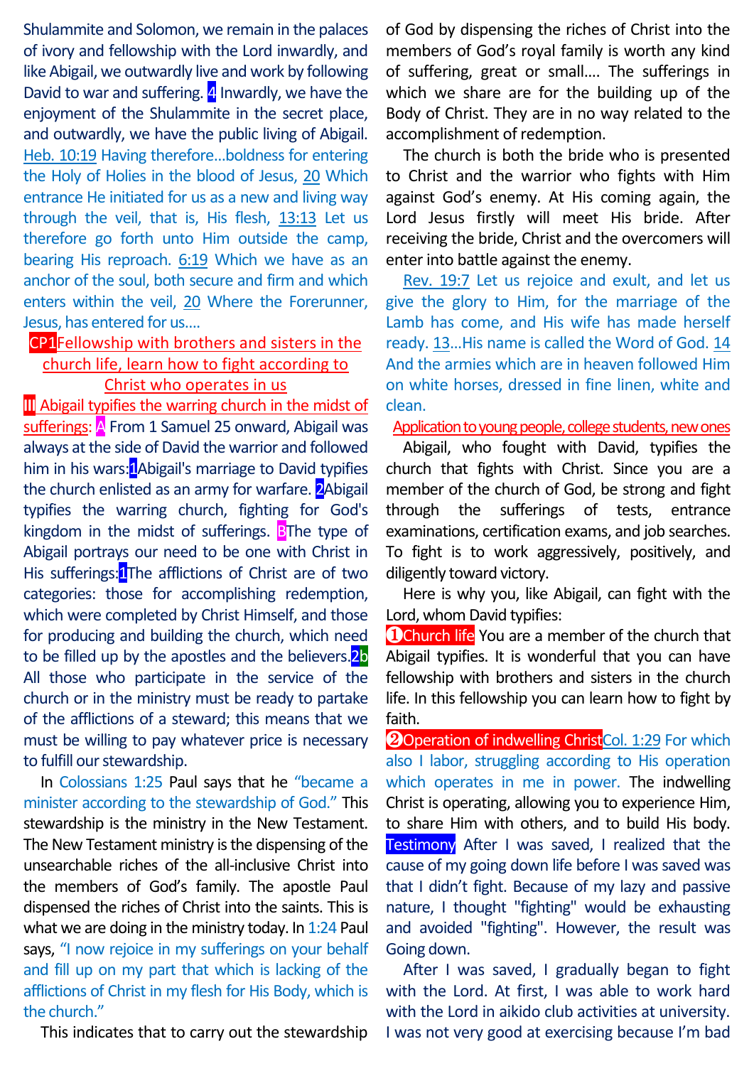Shulammite and Solomon, we remain in the palaces of ivory and fellowship with the Lord inwardly, and like Abigail, we outwardly live and work by following David to war and suffering. 4 Inwardly, we have the enjoyment of the Shulammite in the secret place, and outwardly, we have the public living of Abigail.

Heb. 10:19 Having therefore…boldness for entering the Holy of Holies in the blood of Jesus, 20 Which entrance He initiated for us as a new and living way through the veil, that is, His flesh, 13:13 Let us therefore go forth unto Him outside the camp, bearing His reproach. 6:19 Which we have as an anchor of the soul, both secure and firm and which enters within the veil, 20 Where the Forerunner, Jesus, has entered for us….

## CP1 Fellowship with brothers and sisters in the church life, learn how to fight according to Christ who operates in us

**III Abigail typifies the warring church in the midst of sufferings:** A From 1 Samuel 25 onward, Abigail was always at the side of David the warrior and followed him in his wars: 1 Abigail's marriage to David typifies the church enlisted as an army for warfare. 2 Abigail typifies the warring church, fighting for God's kingdom in the midst of sufferings. B The type of Abigail portrays our need to be one with Christ in His sufferings: 1 The afflictions of Christ are of two categories: those for accomplishing redemption, which were completed by Christ Himself, and those for producing and building the church, which need to be filled up by the apostles and the believers. 2b All those who participate in the service of the church or in the ministry must be ready to partake of the afflictions of a steward; this means that we must be willing to pay whatever price is necessary to fulfill our stewardship.

In Colossians 1:25 Paul says that he "became a minister according to the stewardship of God." This stewardship is the ministry in the New Testament. The New Testament ministry is the dispensing of the unsearchable riches of the all-inclusive Christ into the members of God's family. The apostle Paul dispensed the riches of Christ into the saints. This is what we are doing in the ministry today. In 1:24 Paul says, "I now rejoice in my sufferings on your behalf and fill up on my part that which is lacking of the afflictions of Christ in my flesh for His Body, which is the church."

This indicates that to carry out the stewardship of God by dispensing the riches of Christ into the members of God's royal family is worth any kind of suffering, great or small…. The sufferings in which we share are for the building up of the Body of Christ. They are in no way related to the accomplishment of redemption.

The church is both the bride who is presented to Christ and the warrior who fights with Him against God's enemy. At His coming again, the Lord Jesus firstly will meet His bride. After receiving the bride, Christ and the overcomers will enter into battle against the enemy.

Rev. 19:7 Let us rejoice and exult, and let us give the glory to Him, for the marriage of the Lamb has come, and His wife has made herself ready. 13…His name is called the Word of God. 14 And the armies which are in heaven followed Him on white horses, dressed in fine linen, white and clean.

**Application to young people, college students, new ones**

Abigail, who fought with David, typifies the church that fights with Christ. Since you are a member of the church of God, be strong and fight through the sufferings of tests, entrance examinations, certification exams, and job searches. To fight is to work aggressively, positively, and diligently toward victory.

Here is why you, like Abigail, can fight with the Lord, whom David typifies:

**❶Church life** You are a member of the church that Abigail typifies. It is wonderful that you can have fellowship with brothers and sisters in the church life. In this fellowship you can learn how to fight by faith.

**❷Operation of indwelling Christ** Col. 1:29 For which also I labor, struggling according to His operation which operates in me in power. The indwelling Christ is operating, allowing you to experience Him, to share Him with others, and to build His body.

**Testimony** After I was saved, I realized that the cause of my going down life before I was saved was that I didn't fight. Because of my lazy and passive nature, I thought "fighting" would be exhausting and avoided "fighting". However, the result was Going down.

After I was saved, I gradually began to fight with the Lord. At first, I was able to work hard with the Lord in aikido club activities at university. I was not very good at exercising because I'm bad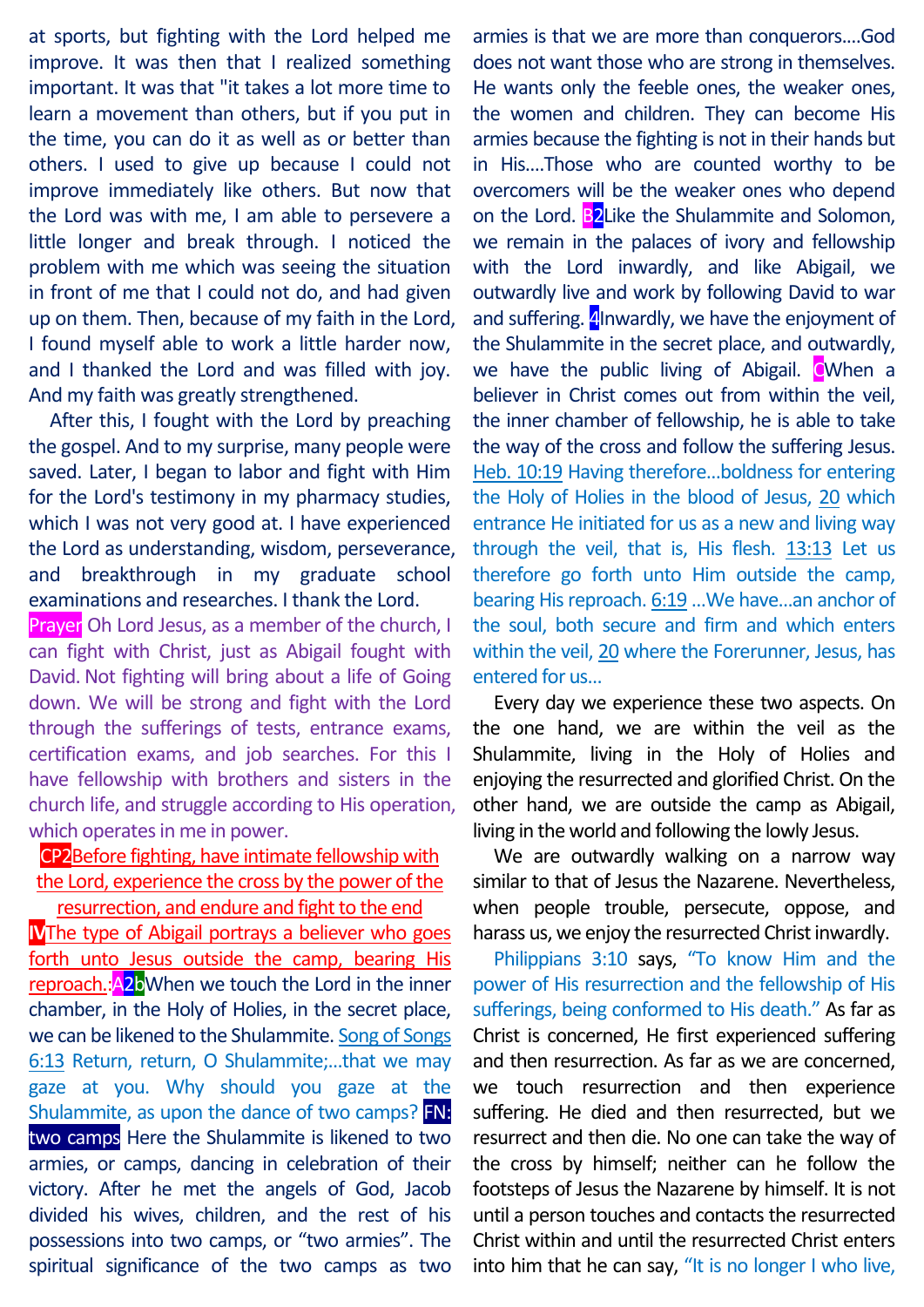at sports, but fighting with the Lord helped me improve. It was then that I realized something important. It was that "it takes a lot more time to learn a movement than others, but if you put in the time, you can do it as well as or better than others. I used to give up because I could not improve immediately like others. But now that the Lord was with me, I am able to persevere a little longer and break through. I noticed the problem with me which was seeing the situation in front of me that I could not do, and had given up on them. Then, because of my faith in the Lord, I found myself able to work a little harder now, and I thanked the Lord and was filled with joy. And my faith was greatly strengthened.

After this, I fought with the Lord by preaching the gospel. And to my surprise, many people were saved. Later, I began to labor and fight with Him for the Lord's testimony in my pharmacy studies, which I was not very good at. I have experienced the Lord as understanding, wisdom, perseverance, and breakthrough in my graduate school examinations and researches. I thank the Lord.

Prayer Oh Lord Jesus, as a member of the church, I can fight with Christ, just as Abigail fought with David. Not fighting will bring about a life of Going down. We will be strong and fight with the Lord through the sufferings of tests, entrance exams, certification exams, and job searches. For this I have fellowship with brothers and sisters in the church life, and struggle according to His operation, which operates in me in power.

## CP2 Before fighting, have intimate fellowship with the Lord, experience the cross by the power of the resurrection, and endure and fight to the end

**IV The type of Abigail portrays a believer who goes forth unto Jesus outside the camp, bearing His reproach.:** A2b When we touch the Lord in the inner chamber, in the Holy of Holies, in the secret place, we can be likened to the Shulammite. Song of Songs 6:13 Return, return, O Shulammite;...that we may gaze at you. Why should you gaze at the Shulammite, as upon the dance of two camps? FN: two camps Here the Shulammite is likened to two armies, or camps, dancing in celebration of their victory. After he met the angels of God, Jacob divided his wives, children, and the rest of his possessions into two camps, or "two armies". The spiritual significance of the two camps as two armies is that we are more than conquerors....God does not want those who are strong in themselves. He wants only the feeble ones, the weaker ones, the women and children. They can become His armies because the fighting is not in their hands but in His....Those who are counted worthy to be overcomers will be the weaker ones who depend on the Lord. B2 Like the Shulammite and Solomon, we remain in the palaces of ivory and fellowship with the Lord inwardly, and like Abigail, we outwardly live and work by following David to war and suffering. 4 Inwardly, we have the enjoyment of the Shulammite in the secret place, and outwardly, we have the public living of Abigail. C When a believer in Christ comes out from within the veil, the inner chamber of fellowship, he is able to take the way of the cross and follow the suffering Jesus. Heb. 10:19 Having therefore...boldness for entering the Holy of Holies in the blood of Jesus, 20 which entrance He initiated for us as a new and living way through the veil, that is, His flesh. 13:13 Let us therefore go forth unto Him outside the camp, bearing His reproach. 6:19 ...We have...an anchor of the soul, both secure and firm and which enters within the veil, 20 where the Forerunner, Jesus, has entered for us...

Every day we experience these two aspects. On the one hand, we are within the veil as the Shulammite, living in the Holy of Holies and enjoying the resurrected and glorified Christ. On the other hand, we are outside the camp as Abigail, living in the world and following the lowly Jesus.

We are outwardly walking on a narrow way similar to that of Jesus the Nazarene. Nevertheless, when people trouble, persecute, oppose, and harass us, we enjoy the resurrected Christ inwardly.

Philippians 3:10 says, "To know Him and the power of His resurrection and the fellowship of His sufferings, being conformed to His death." As far as Christ is concerned, He first experienced suffering and then resurrection. As far as we are concerned, we touch resurrection and then experience suffering. He died and then resurrected, but we resurrect and then die. No one can take the way of the cross by himself; neither can he follow the footsteps of Jesus the Nazarene by himself. It is not until a person touches and contacts the resurrected Christ within and until the resurrected Christ enters into him that he can say, "It is no longer I who live,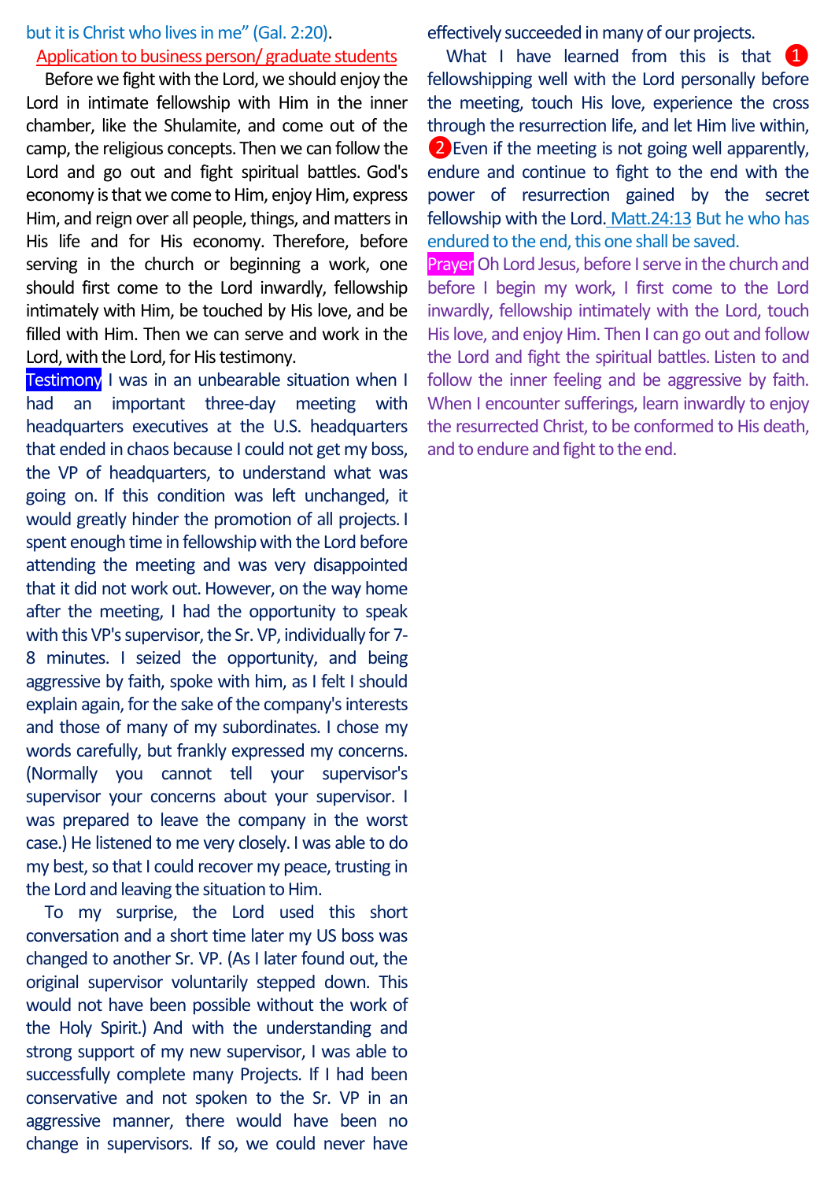but it is Christ who lives in me" (Gal. 2:20).

Application to business person/ graduate students

Before we fight with the Lord, we should enjoy the Lord in intimate fellowship with Him in the inner chamber, like the Shulamite, and come out of the camp, the religious concepts. Then we can follow the Lord and go out and fight spiritual battles. God's economy is that we come to Him, enjoy Him, express Him, and reign over all people, things, and matters in His life and for His economy. Therefore, before serving in the church or beginning a work, one should first come to the Lord inwardly, fellowship intimately with Him, be touched by His love, and be filled with Him. Then we can serve and work in the Lord, with the Lord, for His testimony.

**Testimony** I was in an unbearable situation when I had an important three-day meeting with headquarters executives at the U.S. headquarters that ended in chaos because I could not get my boss, the VP of headquarters, to understand what was going on. If this condition was left unchanged, it would greatly hinder the promotion of all projects. I spent enough time in fellowship with the Lord before attending the meeting and was very disappointed that it did not work out. However, on the way home after the meeting, I had the opportunity to speak with this VP's supervisor, the Sr. VP, individually for 7-8 minutes. I seized the opportunity, and being aggressive by faith, spoke with him, as I felt I should explain again, for the sake of the company's interests and those of many of my subordinates. I chose my words carefully, but frankly expressed my concerns. (Normally you cannot tell your supervisor's supervisor your concerns about your supervisor. I was prepared to leave the company in the worst case.) He listened to me very closely. I was able to do my best, so that I could recover my peace, trusting in the Lord and leaving the situation to Him.

To my surprise, the Lord used this short conversation and a short time later my US boss was changed to another Sr. VP. (As I later found out, the original supervisor voluntarily stepped down. This would not have been possible without the work of the Holy Spirit.) And with the understanding and strong support of my new supervisor, I was able to successfully complete many Projects. If I had been conservative and not spoken to the Sr. VP in an aggressive manner, there would have been no change in supervisors. If so, we could never have effectively succeeded in many of our projects.

What I have learned from this is that ❶ fellowshipping well with the Lord personally before the meeting, touch His love, experience the cross through the resurrection life, and let Him live within, ❷ Even if the meeting is not going well apparently, endure and continue to fight to the end with the power of resurrection gained by the secret fellowship with the Lord. Matt.24:13 But he who has endured to the end, this one shall be saved.

**Prayer** Oh Lord Jesus, before I serve in the church and before I begin my work, I first come to the Lord inwardly, fellowship intimately with the Lord, touch His love, and enjoy Him. Then I can go out and follow the Lord and fight the spiritual battles. Listen to and follow the inner feeling and be aggressive by faith. When I encounter sufferings, learn inwardly to enjoy the resurrected Christ, to be conformed to His death, and to endure and fight to the end.